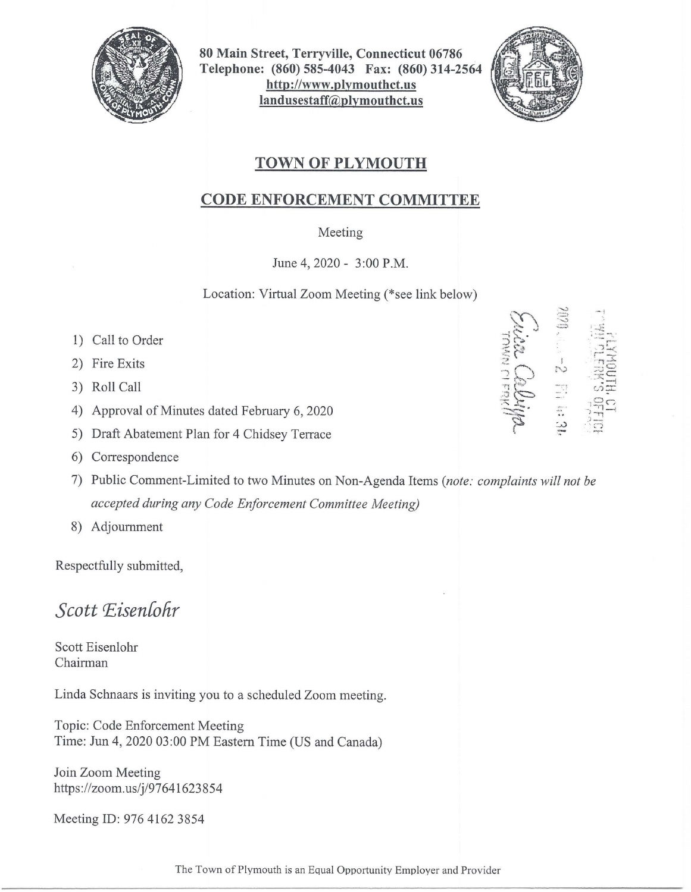80 Main Street, Terryville, Connecticut 06786
Telephone: (860) 585-4043 Fax: (860) 314-2564
http://www.plymouthct.us
landusestaff@plymouthct.us

# TOWN OF PLYMOUTH

## CODE ENFORCEMENT COMMITTEE

Meeting

June 4, 2020 - 3:00 P.M.

Location: Virtual Zoom Meeting (*see link below)

1) Call to Order
2) Fire Exits
3) Roll Call
4) Approval of Minutes dated February 6, 2020
5) Draft Abatement Plan for 4 Chidsey Terrace
6) Correspondence
7) Public Comment-Limited to two Minutes on Non-Agenda Items (*note: complaints will not be accepted during any Code Enforcement Committee Meeting)*
8) Adjournment

Respectfully submitted,

*Scott Eisenlohr*

Scott Eisenlohr
Chairman

Linda Schnaars is inviting you to a scheduled Zoom meeting.

Topic: Code Enforcement Meeting
Time: Jun 4, 2020 03:00 PM Eastern Time (US and Canada)

Join Zoom Meeting
https://zoom.us/j/97641623854

Meeting ID: 976 4162 3854

The Town of Plymouth is an Equal Opportunity Employer and Provider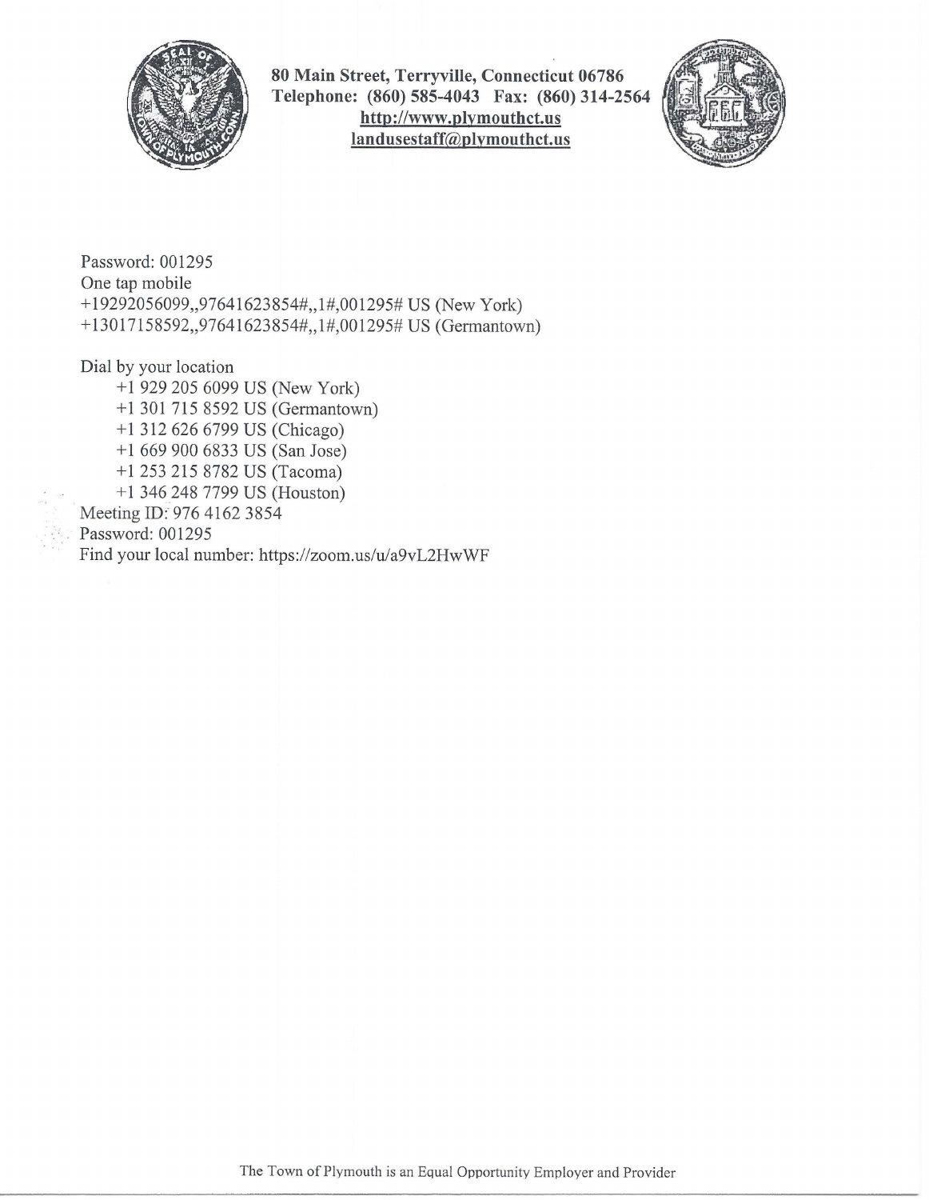80 Main Street, Terryville, Connecticut 06786
Telephone: (860) 585-4043 Fax: (860) 314-2564
http://www.plymouthct.us
landusestaff@plymouthct.us

Password: 001295
One tap mobile
+19292056099,,97641623854#,,1#,001295# US (New York)
+13017158592,,97641623854#,,1#,001295# US (Germantown)

Dial by your location
- +1 929 205 6099 US (New York)
- +1 301 715 8592 US (Germantown)
- +1 312 626 6799 US (Chicago)
- +1 669 900 6833 US (San Jose)
- +1 253 215 8782 US (Tacoma)
- +1 346 248 7799 US (Houston)

Meeting ID: 976 4162 3854
Password: 001295
Find your local number: https://zoom.us/u/a9vL2HwWF

The Town of Plymouth is an Equal Opportunity Employer and Provider